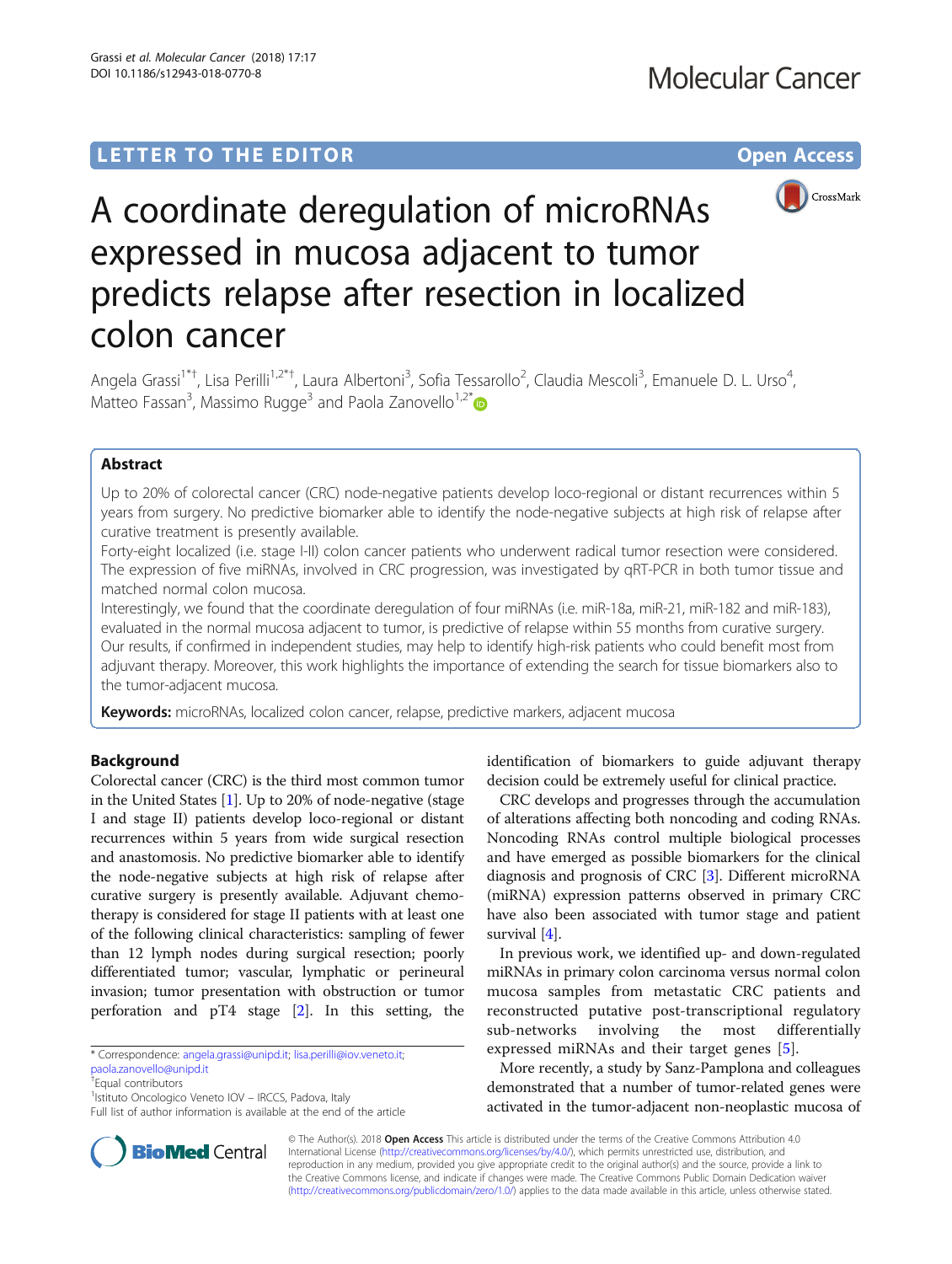LETTER TO THE EDITOR

Open Access

# A coordinate deregulation of microRNAs expressed in mucosa adjacent to tumor predicts relapse after resection in localized colon cancer

Angela Grassi[1*†], Lisa Perilli[1,2*†], Laura Albertoni[3], Sofia Tessarollo[2], Claudia Mescoli[3], Emanuele D. L. Urso[4], Matteo Fassan[3], Massimo Rugge[3] and Paola Zanovello[1,2*]

## Abstract

Up to 20% of colorectal cancer (CRC) node-negative patients develop loco-regional or distant recurrences within 5 years from surgery. No predictive biomarker able to identify the node-negative subjects at high risk of relapse after curative treatment is presently available.

Forty-eight localized (i.e. stage I-II) colon cancer patients who underwent radical tumor resection were considered. The expression of five miRNAs, involved in CRC progression, was investigated by qRT-PCR in both tumor tissue and matched normal colon mucosa.

Interestingly, we found that the coordinate deregulation of four miRNAs (i.e. miR-18a, miR-21, miR-182 and miR-183), evaluated in the normal mucosa adjacent to tumor, is predictive of relapse within 55 months from curative surgery. Our results, if confirmed in independent studies, may help to identify high-risk patients who could benefit most from adjuvant therapy. Moreover, this work highlights the importance of extending the search for tissue biomarkers also to the tumor-adjacent mucosa.

**Keywords:** microRNAs, localized colon cancer, relapse, predictive markers, adjacent mucosa

## Background

Colorectal cancer (CRC) is the third most common tumor in the United States [1]. Up to 20% of node-negative (stage I and stage II) patients develop loco-regional or distant recurrences within 5 years from wide surgical resection and anastomosis. No predictive biomarker able to identify the node-negative subjects at high risk of relapse after curative surgery is presently available. Adjuvant chemotherapy is considered for stage II patients with at least one of the following clinical characteristics: sampling of fewer than 12 lymph nodes during surgical resection; poorly differentiated tumor; vascular, lymphatic or perineural invasion; tumor presentation with obstruction or tumor perforation and pT4 stage [2]. In this setting, the identification of biomarkers to guide adjuvant therapy decision could be extremely useful for clinical practice.

CRC develops and progresses through the accumulation of alterations affecting both noncoding and coding RNAs. Noncoding RNAs control multiple biological processes and have emerged as possible biomarkers for the clinical diagnosis and prognosis of CRC [3]. Different microRNA (miRNA) expression patterns observed in primary CRC have also been associated with tumor stage and patient survival [4].

In previous work, we identified up- and down-regulated miRNAs in primary colon carcinoma versus normal colon mucosa samples from metastatic CRC patients and reconstructed putative post-transcriptional regulatory sub-networks involving the most differentially expressed miRNAs and their target genes [5].

More recently, a study by Sanz-Pamplona and colleagues demonstrated that a number of tumor-related genes were activated in the tumor-adjacent non-neoplastic mucosa of

* Correspondence: angela.grassi@unipd.it; lisa.perilli@iov.veneto.it; paola.zanovello@unipd.it

†Equal contributors

[1]Istituto Oncologico Veneto IOV – IRCCS, Padova, Italy

Full list of author information is available at the end of the article

© The Author(s). 2018 **Open Access** This article is distributed under the terms of the Creative Commons Attribution 4.0 International License (http://creativecommons.org/licenses/by/4.0/), which permits unrestricted use, distribution, and reproduction in any medium, provided you give appropriate credit to the original author(s) and the source, provide a link to the Creative Commons license, and indicate if changes were made. The Creative Commons Public Domain Dedication waiver (http://creativecommons.org/publicdomain/zero/1.0/) applies to the data made available in this article, unless otherwise stated.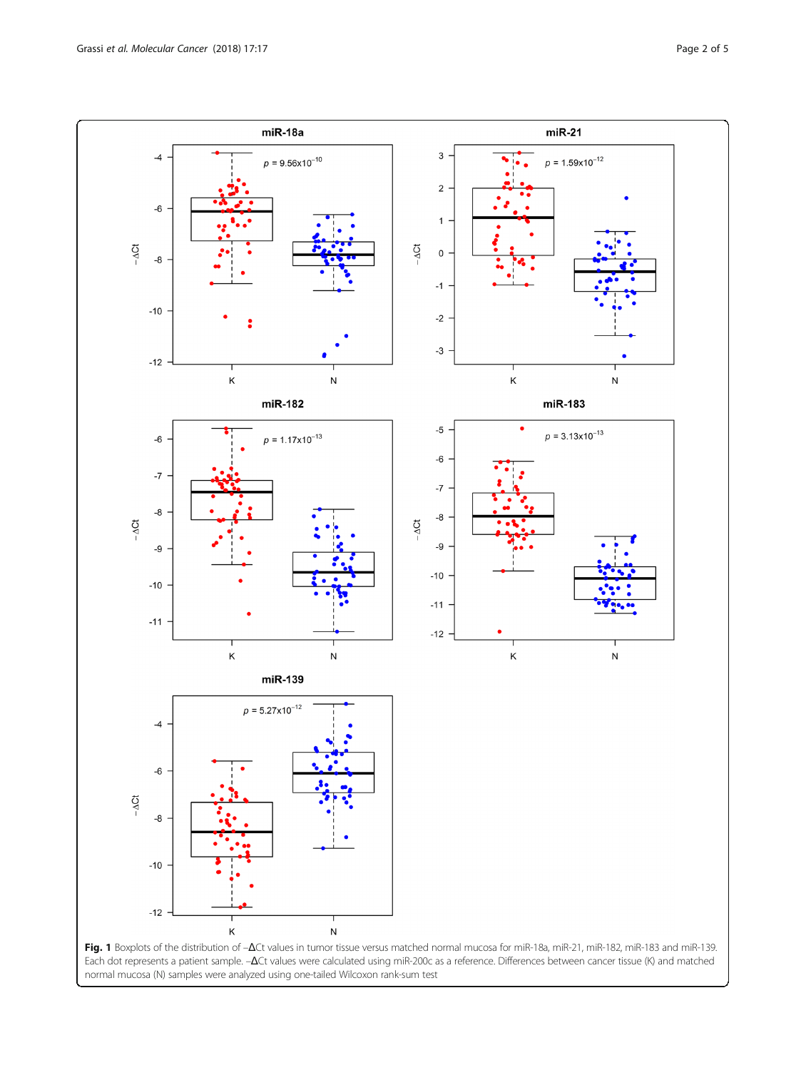**Fig. 1** Boxplots of the distribution of –ΔCt values in tumor tissue versus matched normal mucosa for miR-18a, miR-21, miR-182, miR-183 and miR-139. Each dot represents a patient sample. –ΔCt values were calculated using miR-200c as a reference. Differences between cancer tissue (K) and matched normal mucosa (N) samples were analyzed using one-tailed Wilcoxon rank-sum test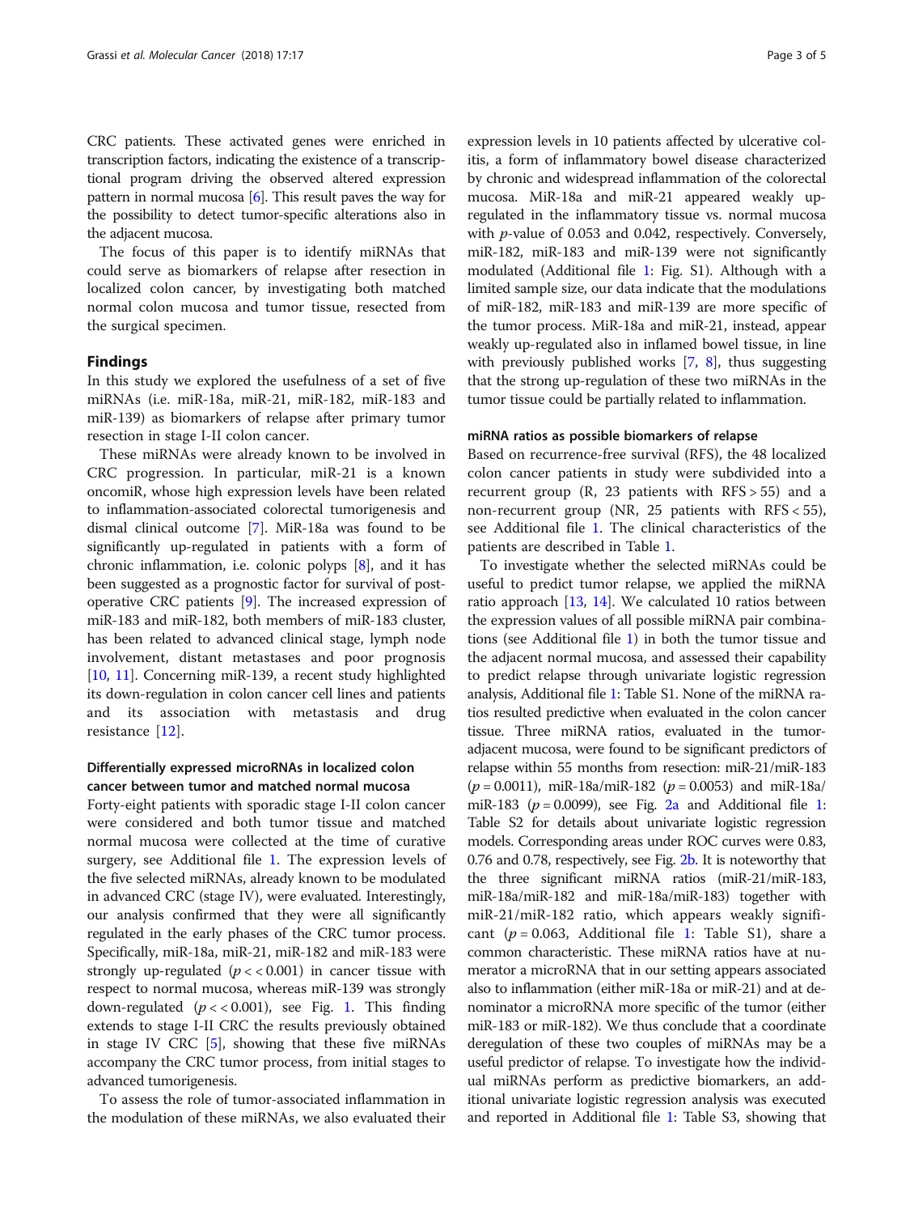CRC patients. These activated genes were enriched in transcription factors, indicating the existence of a transcriptional program driving the observed altered expression pattern in normal mucosa [6]. This result paves the way for the possibility to detect tumor-specific alterations also in the adjacent mucosa.

The focus of this paper is to identify miRNAs that could serve as biomarkers of relapse after resection in localized colon cancer, by investigating both matched normal colon mucosa and tumor tissue, resected from the surgical specimen.

## Findings

In this study we explored the usefulness of a set of five miRNAs (i.e. miR-18a, miR-21, miR-182, miR-183 and miR-139) as biomarkers of relapse after primary tumor resection in stage I-II colon cancer.

These miRNAs were already known to be involved in CRC progression. In particular, miR-21 is a known oncomiR, whose high expression levels have been related to inflammation-associated colorectal tumorigenesis and dismal clinical outcome [7]. MiR-18a was found to be significantly up-regulated in patients with a form of chronic inflammation, i.e. colonic polyps [8], and it has been suggested as a prognostic factor for survival of post-operative CRC patients [9]. The increased expression of miR-183 and miR-182, both members of miR-183 cluster, has been related to advanced clinical stage, lymph node involvement, distant metastases and poor prognosis [10, 11]. Concerning miR-139, a recent study highlighted its down-regulation in colon cancer cell lines and patients and its association with metastasis and drug resistance [12].

### Differentially expressed microRNAs in localized colon cancer between tumor and matched normal mucosa

Forty-eight patients with sporadic stage I-II colon cancer were considered and both tumor tissue and matched normal mucosa were collected at the time of curative surgery, see Additional file 1. The expression levels of the five selected miRNAs, already known to be modulated in advanced CRC (stage IV), were evaluated. Interestingly, our analysis confirmed that they were all significantly regulated in the early phases of the CRC tumor process. Specifically, miR-18a, miR-21, miR-182 and miR-183 were strongly up-regulated ($p << 0.001$) in cancer tissue with respect to normal mucosa, whereas miR-139 was strongly down-regulated ($p << 0.001$), see Fig. 1. This finding extends to stage I-II CRC the results previously obtained in stage IV CRC [5], showing that these five miRNAs accompany the CRC tumor process, from initial stages to advanced tumorigenesis.

To assess the role of tumor-associated inflammation in the modulation of these miRNAs, we also evaluated their expression levels in 10 patients affected by ulcerative colitis, a form of inflammatory bowel disease characterized by chronic and widespread inflammation of the colorectal mucosa. MiR-18a and miR-21 appeared weakly up-regulated in the inflammatory tissue vs. normal mucosa with $p$-value of 0.053 and 0.042, respectively. Conversely, miR-182, miR-183 and miR-139 were not significantly modulated (Additional file 1: Fig. S1). Although with a limited sample size, our data indicate that the modulations of miR-182, miR-183 and miR-139 are more specific of the tumor process. MiR-18a and miR-21, instead, appear weakly up-regulated also in inflamed bowel tissue, in line with previously published works [7, 8], thus suggesting that the strong up-regulation of these two miRNAs in the tumor tissue could be partially related to inflammation.

### miRNA ratios as possible biomarkers of relapse

Based on recurrence-free survival (RFS), the 48 localized colon cancer patients in study were subdivided into a recurrent group (R, 23 patients with RFS > 55) and a non-recurrent group (NR, 25 patients with RFS < 55), see Additional file 1. The clinical characteristics of the patients are described in Table 1.

To investigate whether the selected miRNAs could be useful to predict tumor relapse, we applied the miRNA ratio approach [13, 14]. We calculated 10 ratios between the expression values of all possible miRNA pair combinations (see Additional file 1) in both the tumor tissue and the adjacent normal mucosa, and assessed their capability to predict relapse through univariate logistic regression analysis, Additional file 1: Table S1. None of the miRNA ratios resulted predictive when evaluated in the colon cancer tissue. Three miRNA ratios, evaluated in the tumor-adjacent mucosa, were found to be significant predictors of relapse within 55 months from resection: miR-21/miR-183 ($p = 0.0011$), miR-18a/miR-182 ($p = 0.0053$) and miR-18a/miR-183 ($p = 0.0099$), see Fig. 2a and Additional file 1: Table S2 for details about univariate logistic regression models. Corresponding areas under ROC curves were 0.83, 0.76 and 0.78, respectively, see Fig. 2b. It is noteworthy that the three significant miRNA ratios (miR-21/miR-183, miR-18a/miR-182 and miR-18a/miR-183) together with miR-21/miR-182 ratio, which appears weakly significant ($p = 0.063$, Additional file 1: Table S1), share a common characteristic. These miRNA ratios have at numerator a microRNA that in our setting appears associated also to inflammation (either miR-18a or miR-21) and at denominator a microRNA more specific of the tumor (either miR-183 or miR-182). We thus conclude that a coordinate deregulation of these two couples of miRNAs may be a useful predictor of relapse. To investigate how the individual miRNAs perform as predictive biomarkers, an additional univariate logistic regression analysis was executed and reported in Additional file 1: Table S3, showing that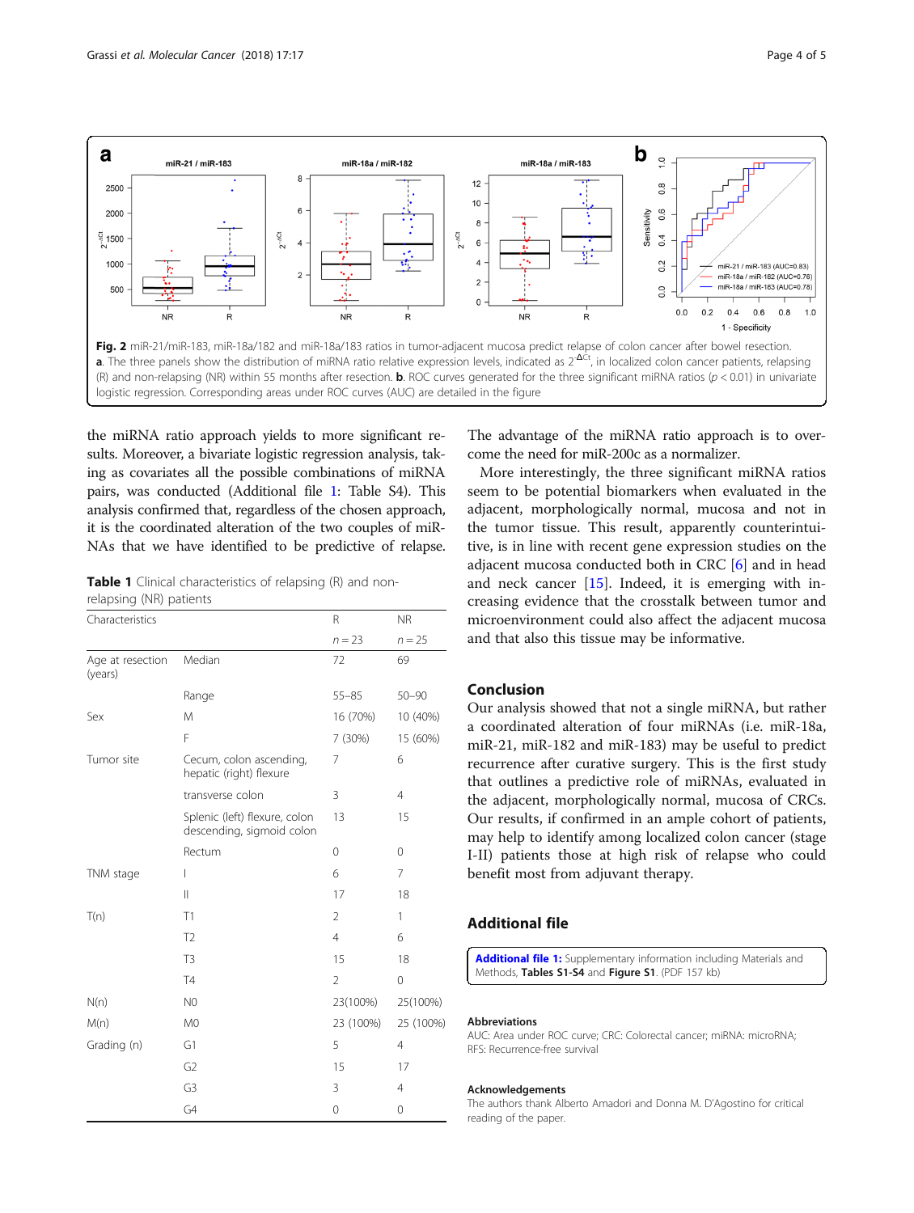Fig. 2 miR-21/miR-183, miR-18a/182 and miR-18a/183 ratios in tumor-adjacent mucosa predict relapse of colon cancer after bowel resection. **a**. The three panels show the distribution of miRNA ratio relative expression levels, indicated as $2^{-\Delta Ct}$, in localized colon cancer patients, relapsing (R) and non-relapsing (NR) within 55 months after resection. **b**. ROC curves generated for the three significant miRNA ratios ($p < 0.01$) in univariate logistic regression. Corresponding areas under ROC curves (AUC) are detailed in the figure

the miRNA ratio approach yields to more significant results. Moreover, a bivariate logistic regression analysis, taking as covariates all the possible combinations of miRNA pairs, was conducted (Additional file 1: Table S4). This analysis confirmed that, regardless of the chosen approach, it is the coordinated alteration of the two couples of miRNAs that we have identified to be predictive of relapse.

**Table 1** Clinical characteristics of relapsing (R) and non-relapsing (NR) patients

| Characteristics | | R | NR |
|---|---|---|---|
| | | $n = 23$ | $n = 25$ |
| Age at resection (years) | Median | 72 | 69 |
| | Range | 55–85 | 50–90 |
| Sex | M | 16 (70%) | 10 (40%) |
| | F | 7 (30%) | 15 (60%) |
| Tumor site | Cecum, colon ascending, hepatic (right) flexure | 7 | 6 |
| | transverse colon | 3 | 4 |
| | Splenic (left) flexure, colon descending, sigmoid colon | 13 | 15 |
| | Rectum | 0 | 0 |
| TNM stage | I | 6 | 7 |
| | II | 17 | 18 |
| T(n) | T1 | 2 | 1 |
| | T2 | 4 | 6 |
| | T3 | 15 | 18 |
| | T4 | 2 | 0 |
| N(n) | N0 | 23(100%) | 25(100%) |
| M(n) | M0 | 23 (100%) | 25 (100%) |
| Grading (n) | G1 | 5 | 4 |
| | G2 | 15 | 17 |
| | G3 | 3 | 4 |
| | G4 | 0 | 0 |

The advantage of the miRNA ratio approach is to overcome the need for miR-200c as a normalizer.

More interestingly, the three significant miRNA ratios seem to be potential biomarkers when evaluated in the adjacent, morphologically normal, mucosa and not in the tumor tissue. This result, apparently counterintuitive, is in line with recent gene expression studies on the adjacent mucosa conducted both in CRC [6] and in head and neck cancer [15]. Indeed, it is emerging with increasing evidence that the crosstalk between tumor and microenvironment could also affect the adjacent mucosa and that also this tissue may be informative.

## Conclusion

Our analysis showed that not a single miRNA, but rather a coordinated alteration of four miRNAs (i.e. miR-18a, miR-21, miR-182 and miR-183) may be useful to predict recurrence after curative surgery. This is the first study that outlines a predictive role of miRNAs, evaluated in the adjacent, morphologically normal, mucosa of CRCs. Our results, if confirmed in an ample cohort of patients, may help to identify among localized colon cancer (stage I-II) patients those at high risk of relapse who could benefit most from adjuvant therapy.

## Additional file

**Additional file 1:** Supplementary information including Materials and Methods, **Tables S1-S4** and **Figure S1**. (PDF 157 kb)

### Abbreviations

AUC: Area under ROC curve; CRC: Colorectal cancer; miRNA: microRNA; RFS: Recurrence-free survival

### Acknowledgements

The authors thank Alberto Amadori and Donna M. D'Agostino for critical reading of the paper.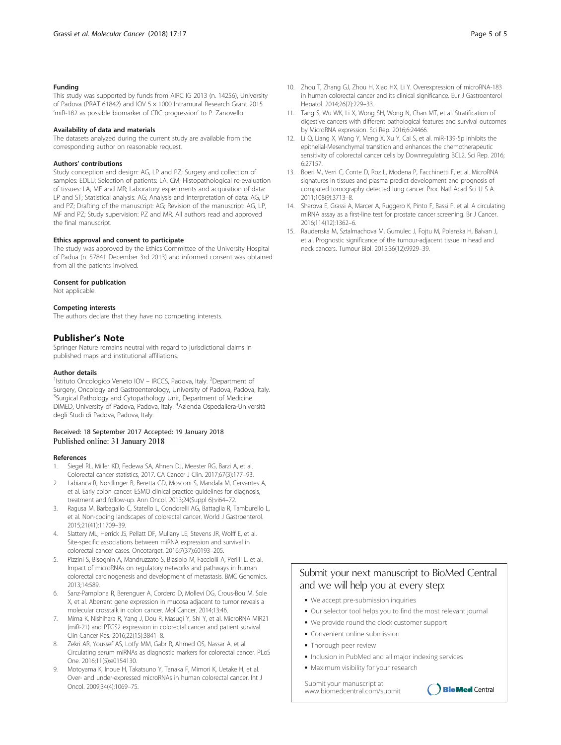#### Funding

This study was supported by funds from AIRC IG 2013 (n. 14256), University of Padova (PRAT 61842) and IOV 5 × 1000 Intramural Research Grant 2015 'miR-182 as possible biomarker of CRC progression' to P. Zanovello.

#### Availability of data and materials

The datasets analyzed during the current study are available from the corresponding author on reasonable request.

#### Authors' contributions

Study conception and design: AG, LP and PZ; Surgery and collection of samples: EDLU; Selection of patients: LA, CM; Histopathological re-evaluation of tissues: LA, MF and MR; Laboratory experiments and acquisition of data: LP and ST; Statistical analysis: AG; Analysis and interpretation of data: AG, LP and PZ; Drafting of the manuscript: AG; Revision of the manuscript: AG, LP, MF and PZ; Study supervision: PZ and MR. All authors read and approved the final manuscript.

#### Ethics approval and consent to participate

The study was approved by the Ethics Committee of the University Hospital of Padua (n. 57841 December 3rd 2013) and informed consent was obtained from all the patients involved.

#### Consent for publication

Not applicable.

#### Competing interests

The authors declare that they have no competing interests.

### Publisher's Note

Springer Nature remains neutral with regard to jurisdictional claims in published maps and institutional affiliations.

#### Author details

[1]Istituto Oncologico Veneto IOV – IRCCS, Padova, Italy. [2]Department of Surgery, Oncology and Gastroenterology, University of Padova, Padova, Italy. [3]Surgical Pathology and Cytopathology Unit, Department of Medicine DIMED, University of Padova, Padova, Italy. [4]Azienda Ospedaliera-Università degli Studi di Padova, Padova, Italy.

Received: 18 September 2017 Accepted: 19 January 2018
Published online: 31 January 2018

#### References

1. Siegel RL, Miller KD, Fedewa SA, Ahnen DJ, Meester RG, Barzi A, et al. Colorectal cancer statistics, 2017. CA Cancer J Clin. 2017;67(3):177–93.
2. Labianca R, Nordlinger B, Beretta GD, Mosconi S, Mandala M, Cervantes A, et al. Early colon cancer: ESMO clinical practice guidelines for diagnosis, treatment and follow-up. Ann Oncol. 2013;24(Suppl 6):vi64–72.
3. Ragusa M, Barbagallo C, Statello L, Condorelli AG, Battaglia R, Tamburello L, et al. Non-coding landscapes of colorectal cancer. World J Gastroenterol. 2015;21(41):11709–39.
4. Slattery ML, Herrick JS, Pellatt DF, Mullany LE, Stevens JR, Wolff E, et al. Site-specific associations between miRNA expression and survival in colorectal cancer cases. Oncotarget. 2016;7(37):60193–205.
5. Pizzini S, Bisognin A, Mandruzzato S, Biasiolo M, Facciolli A, Perilli L, et al. Impact of microRNAs on regulatory networks and pathways in human colorectal carcinogenesis and development of metastasis. BMC Genomics. 2013;14:589.
6. Sanz-Pamplona R, Berenguer A, Cordero D, Mollevi DG, Crous-Bou M, Sole X, et al. Aberrant gene expression in mucosa adjacent to tumor reveals a molecular crosstalk in colon cancer. Mol Cancer. 2014;13:46.
7. Mima K, Nishihara R, Yang J, Dou R, Masugi Y, Shi Y, et al. MicroRNA MIR21 (miR-21) and PTGS2 expression in colorectal cancer and patient survival. Clin Cancer Res. 2016;22(15):3841–8.
8. Zekri AR, Youssef AS, Lotfy MM, Gabr R, Ahmed OS, Nassar A, et al. Circulating serum miRNAs as diagnostic markers for colorectal cancer. PLoS One. 2016;11(5):e0154130.
9. Motoyama K, Inoue H, Takatsuno Y, Tanaka F, Mimori K, Uetake H, et al. Over- and under-expressed microRNAs in human colorectal cancer. Int J Oncol. 2009;34(4):1069–75.
10. Zhou T, Zhang GJ, Zhou H, Xiao HX, Li Y. Overexpression of microRNA-183 in human colorectal cancer and its clinical significance. Eur J Gastroenterol Hepatol. 2014;26(2):229–33.
11. Tang S, Wu WK, Li X, Wong SH, Wong N, Chan MT, et al. Stratification of digestive cancers with different pathological features and survival outcomes by MicroRNA expression. Sci Rep. 2016;6:24466.
12. Li Q, Liang X, Wang Y, Meng X, Xu Y, Cai S, et al. miR-139-5p inhibits the epithelial-Mesenchymal transition and enhances the chemotherapeutic sensitivity of colorectal cancer cells by Downregulating BCL2. Sci Rep. 2016; 6:27157.
13. Boeri M, Verri C, Conte D, Roz L, Modena P, Facchinetti F, et al. MicroRNA signatures in tissues and plasma predict development and prognosis of computed tomography detected lung cancer. Proc Natl Acad Sci U S A. 2011;108(9):3713–8.
14. Sharova E, Grassi A, Marcer A, Ruggero K, Pinto F, Bassi P, et al. A circulating miRNA assay as a first-line test for prostate cancer screening. Br J Cancer. 2016;114(12):1362–6.
15. Raudenska M, Sztalmachova M, Gumulec J, Fojtu M, Polanska H, Balvan J, et al. Prognostic significance of the tumour-adjacent tissue in head and neck cancers. Tumour Biol. 2015;36(12):9929–39.

Submit your next manuscript to BioMed Central and we will help you at every step:

- We accept pre-submission inquiries
- Our selector tool helps you to find the most relevant journal
- We provide round the clock customer support
- Convenient online submission
- Thorough peer review
- Inclusion in PubMed and all major indexing services
- Maximum visibility for your research

Submit your manuscript at www.biomedcentral.com/submit

BioMed Central